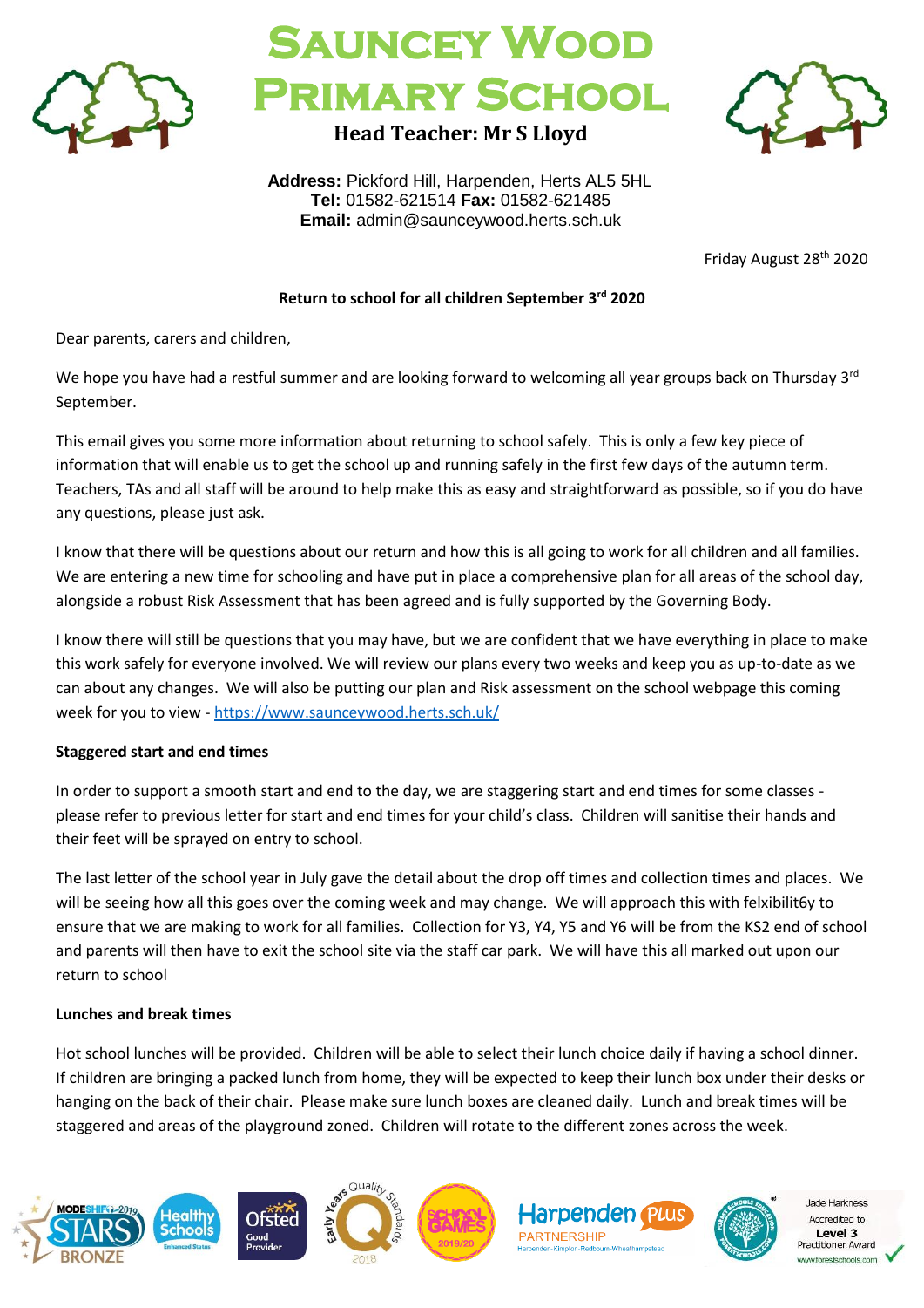# Sauncey Wood Primary School

**Head Teacher: Mr S Lloyd**

**Address:** Pickford Hill, Harpenden, Herts AL5 5HL
**Tel:** 01582-621514 **Fax:** 01582-621485
**Email:** admin@saunceywood.herts.sch.uk

Friday August 28th 2020

**Return to school for all children September 3rd 2020**

Dear parents, carers and children,

We hope you have had a restful summer and are looking forward to welcoming all year groups back on Thursday 3rd September.

This email gives you some more information about returning to school safely. This is only a few key piece of information that will enable us to get the school up and running safely in the first few days of the autumn term. Teachers, TAs and all staff will be around to help make this as easy and straightforward as possible, so if you do have any questions, please just ask.

I know that there will be questions about our return and how this is all going to work for all children and all families. We are entering a new time for schooling and have put in place a comprehensive plan for all areas of the school day, alongside a robust Risk Assessment that has been agreed and is fully supported by the Governing Body.

I know there will still be questions that you may have, but we are confident that we have everything in place to make this work safely for everyone involved. We will review our plans every two weeks and keep you as up-to-date as we can about any changes. We will also be putting our plan and Risk assessment on the school webpage this coming week for you to view - https://www.saunceywood.herts.sch.uk/

**Staggered start and end times**

In order to support a smooth start and end to the day, we are staggering start and end times for some classes - please refer to previous letter for start and end times for your child's class. Children will sanitise their hands and their feet will be sprayed on entry to school.

The last letter of the school year in July gave the detail about the drop off times and collection times and places. We will be seeing how all this goes over the coming week and may change. We will approach this with felxibilit6y to ensure that we are making to work for all families. Collection for Y3, Y4, Y5 and Y6 will be from the KS2 end of school and parents will then have to exit the school site via the staff car park. We will have this all marked out upon our return to school

**Lunches and break times**

Hot school lunches will be provided. Children will be able to select their lunch choice daily if having a school dinner. If children are bringing a packed lunch from home, they will be expected to keep their lunch box under their desks or hanging on the back of their chair. Please make sure lunch boxes are cleaned daily. Lunch and break times will be staggered and areas of the playground zoned. Children will rotate to the different zones across the week.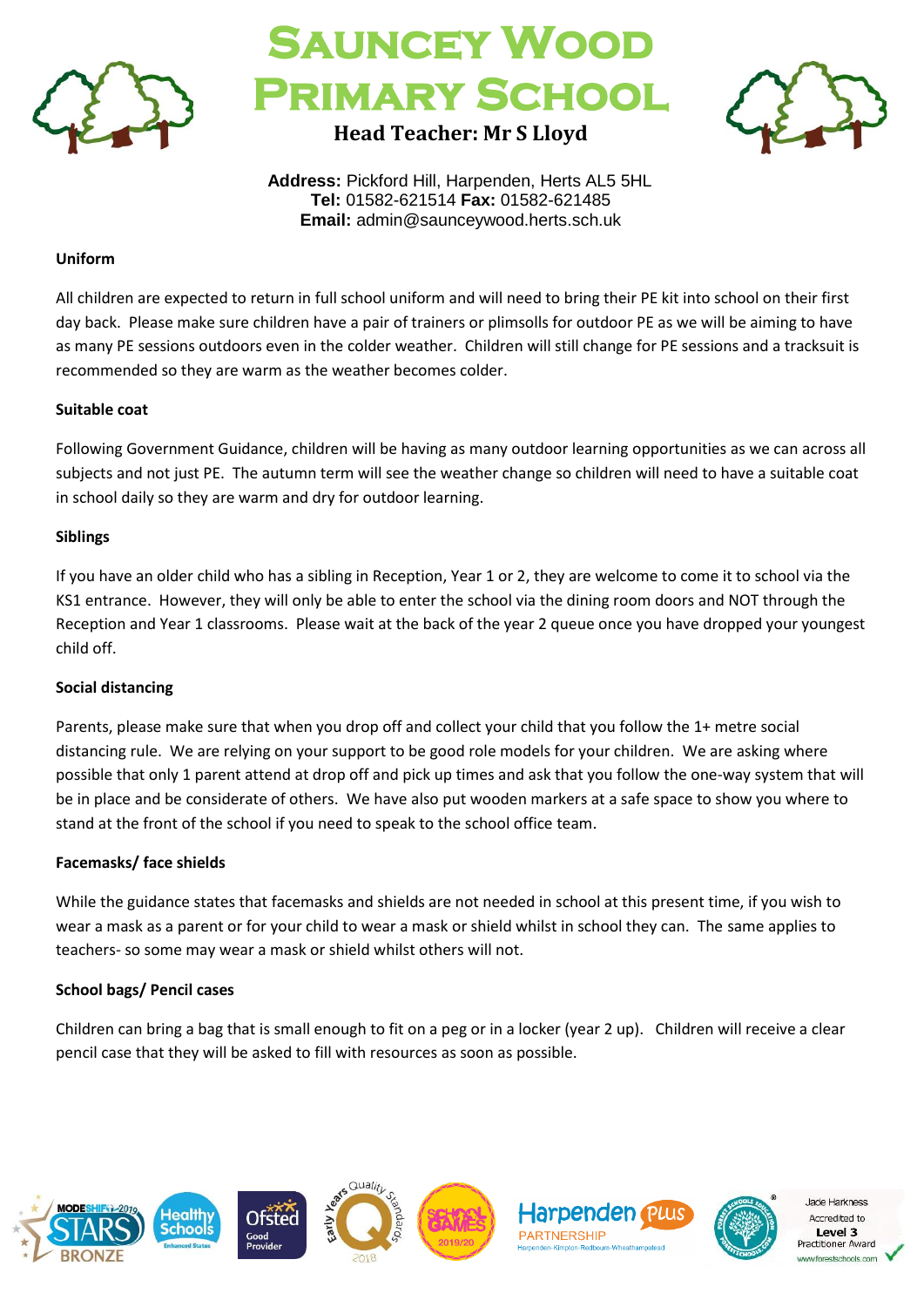# Sauncey Wood Primary School

**Head Teacher: Mr S Lloyd**

**Address:** Pickford Hill, Harpenden, Herts AL5 5HL
**Tel:** 01582-621514 **Fax:** 01582-621485
**Email:** admin@saunceywood.herts.sch.uk

**Uniform**

All children are expected to return in full school uniform and will need to bring their PE kit into school on their first day back. Please make sure children have a pair of trainers or plimsolls for outdoor PE as we will be aiming to have as many PE sessions outdoors even in the colder weather. Children will still change for PE sessions and a tracksuit is recommended so they are warm as the weather becomes colder.

**Suitable coat**

Following Government Guidance, children will be having as many outdoor learning opportunities as we can across all subjects and not just PE. The autumn term will see the weather change so children will need to have a suitable coat in school daily so they are warm and dry for outdoor learning.

**Siblings**

If you have an older child who has a sibling in Reception, Year 1 or 2, they are welcome to come it to school via the KS1 entrance. However, they will only be able to enter the school via the dining room doors and NOT through the Reception and Year 1 classrooms. Please wait at the back of the year 2 queue once you have dropped your youngest child off.

**Social distancing**

Parents, please make sure that when you drop off and collect your child that you follow the 1+ metre social distancing rule. We are relying on your support to be good role models for your children. We are asking where possible that only 1 parent attend at drop off and pick up times and ask that you follow the one-way system that will be in place and be considerate of others. We have also put wooden markers at a safe space to show you where to stand at the front of the school if you need to speak to the school office team.

**Facemasks/ face shields**

While the guidance states that facemasks and shields are not needed in school at this present time, if you wish to wear a mask as a parent or for your child to wear a mask or shield whilst in school they can. The same applies to teachers- so some may wear a mask or shield whilst others will not.

**School bags/ Pencil cases**

Children can bring a bag that is small enough to fit on a peg or in a locker (year 2 up). Children will receive a clear pencil case that they will be asked to fill with resources as soon as possible.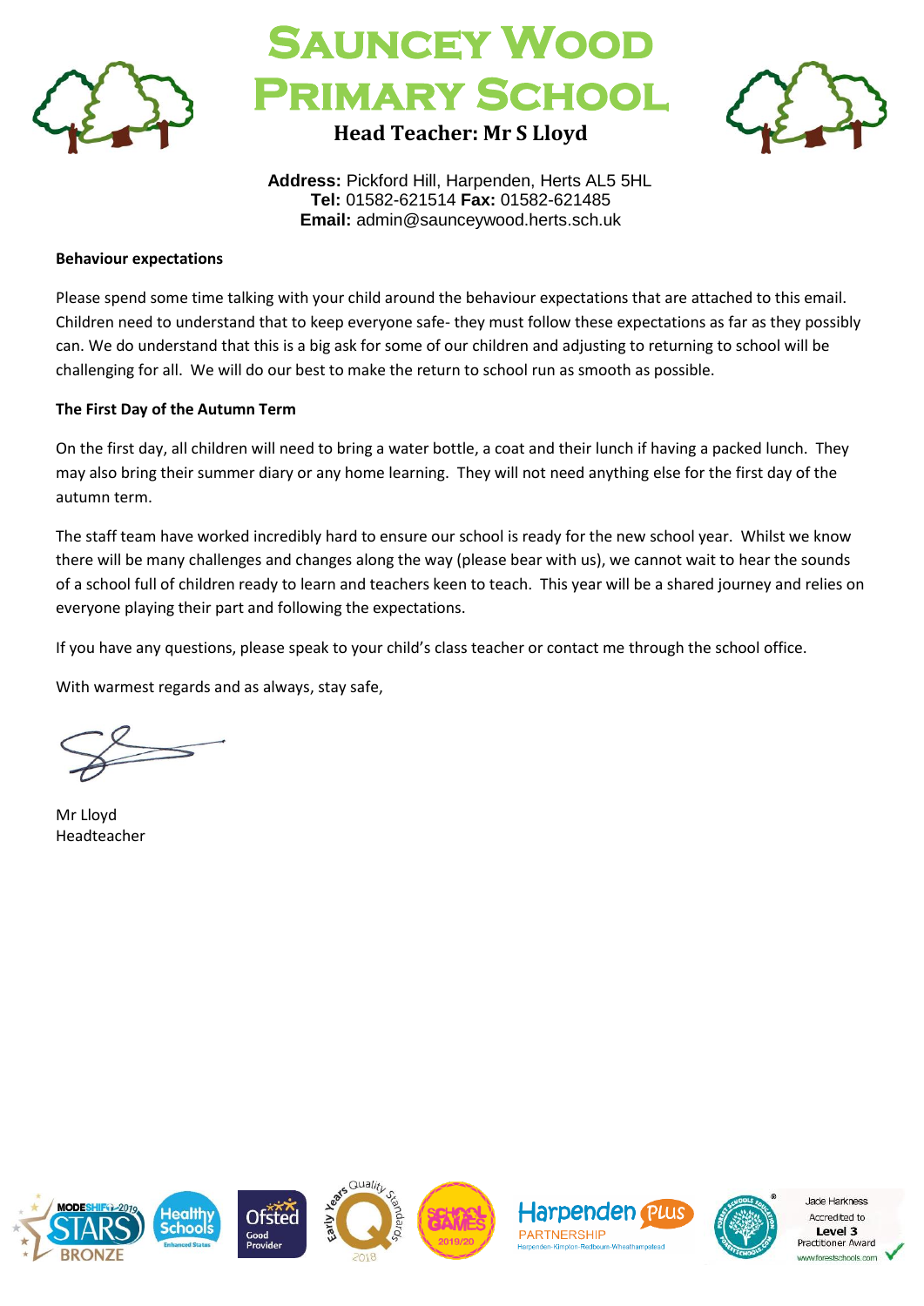# Sauncey Wood Primary School

**Head Teacher: Mr S Lloyd**

**Address:** Pickford Hill, Harpenden, Herts AL5 5HL
**Tel:** 01582-621514 **Fax:** 01582-621485
**Email:** admin@saunceywood.herts.sch.uk

**Behaviour expectations**

Please spend some time talking with your child around the behaviour expectations that are attached to this email. Children need to understand that to keep everyone safe- they must follow these expectations as far as they possibly can. We do understand that this is a big ask for some of our children and adjusting to returning to school will be challenging for all. We will do our best to make the return to school run as smooth as possible.

**The First Day of the Autumn Term**

On the first day, all children will need to bring a water bottle, a coat and their lunch if having a packed lunch. They may also bring their summer diary or any home learning. They will not need anything else for the first day of the autumn term.

The staff team have worked incredibly hard to ensure our school is ready for the new school year. Whilst we know there will be many challenges and changes along the way (please bear with us), we cannot wait to hear the sounds of a school full of children ready to learn and teachers keen to teach. This year will be a shared journey and relies on everyone playing their part and following the expectations.

If you have any questions, please speak to your child's class teacher or contact me through the school office.

With warmest regards and as always, stay safe,

Mr Lloyd
Headteacher